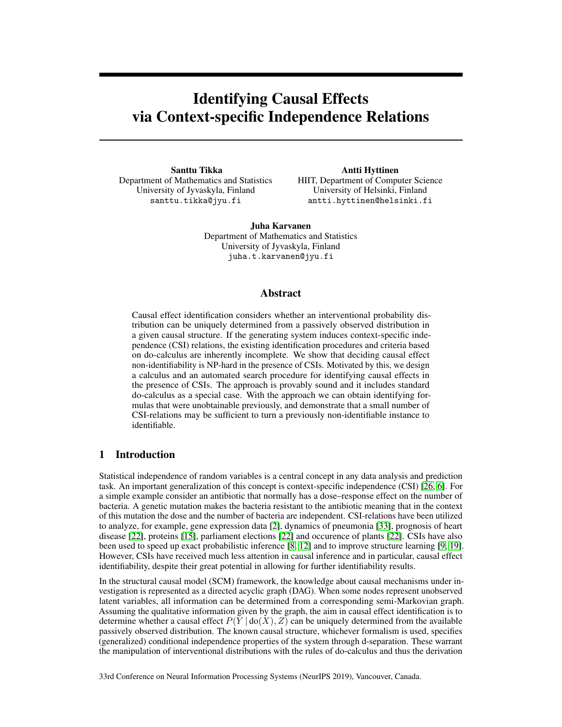# Identifying Causal Effects via Context-specific Independence Relations

**Santtu Tikka**
Department of Mathematics and Statistics
University of Jyvaskyla, Finland
santtu.tikka@jyu.fi

**Antti Hyttinen**
HIIT, Department of Computer Science
University of Helsinki, Finland
antti.hyttinen@helsinki.fi

**Juha Karvanen**
Department of Mathematics and Statistics
University of Jyvaskyla, Finland
juha.t.karvanen@jyu.fi

## Abstract

Causal effect identification considers whether an interventional probability distribution can be uniquely determined from a passively observed distribution in a given causal structure. If the generating system induces context-specific independence (CSI) relations, the existing identification procedures and criteria based on do-calculus are inherently incomplete. We show that deciding causal effect non-identifiability is NP-hard in the presence of CSIs. Motivated by this, we design a calculus and an automated search procedure for identifying causal effects in the presence of CSIs. The approach is provably sound and it includes standard do-calculus as a special case. With the approach we can obtain identifying formulas that were unobtainable previously, and demonstrate that a small number of CSI-relations may be sufficient to turn a previously non-identifiable instance to identifiable.

## 1 Introduction

Statistical independence of random variables is a central concept in any data analysis and prediction task. An important generalization of this concept is context-specific independence (CSI) [26, 6]. For a simple example consider an antibiotic that normally has a dose–response effect on the number of bacteria. A genetic mutation makes the bacteria resistant to the antibiotic meaning that in the context of this mutation the dose and the number of bacteria are independent. CSI-relations have been utilized to analyze, for example, gene expression data [2], dynamics of pneumonia [33], prognosis of heart disease [22], proteins [15], parliament elections [22] and occurence of plants [22]. CSIs have also been used to speed up exact probabilistic inference [8, 12] and to improve structure learning [9, 19]. However, CSIs have received much less attention in causal inference and in particular, causal effect identifiability, despite their great potential in allowing for further identifiability results.

In the structural causal model (SCM) framework, the knowledge about causal mechanisms under investigation is represented as a directed acyclic graph (DAG). When some nodes represent unobserved latent variables, all information can be determined from a corresponding semi-Markovian graph. Assuming the qualitative information given by the graph, the aim in causal effect identification is to determine whether a causal effect $P(Y \mid \mathrm{do}(X), Z)$ can be uniquely determined from the available passively observed distribution. The known causal structure, whichever formalism is used, specifies (generalized) conditional independence properties of the system through d-separation. These warrant the manipulation of interventional distributions with the rules of do-calculus and thus the derivation

33rd Conference on Neural Information Processing Systems (NeurIPS 2019), Vancouver, Canada.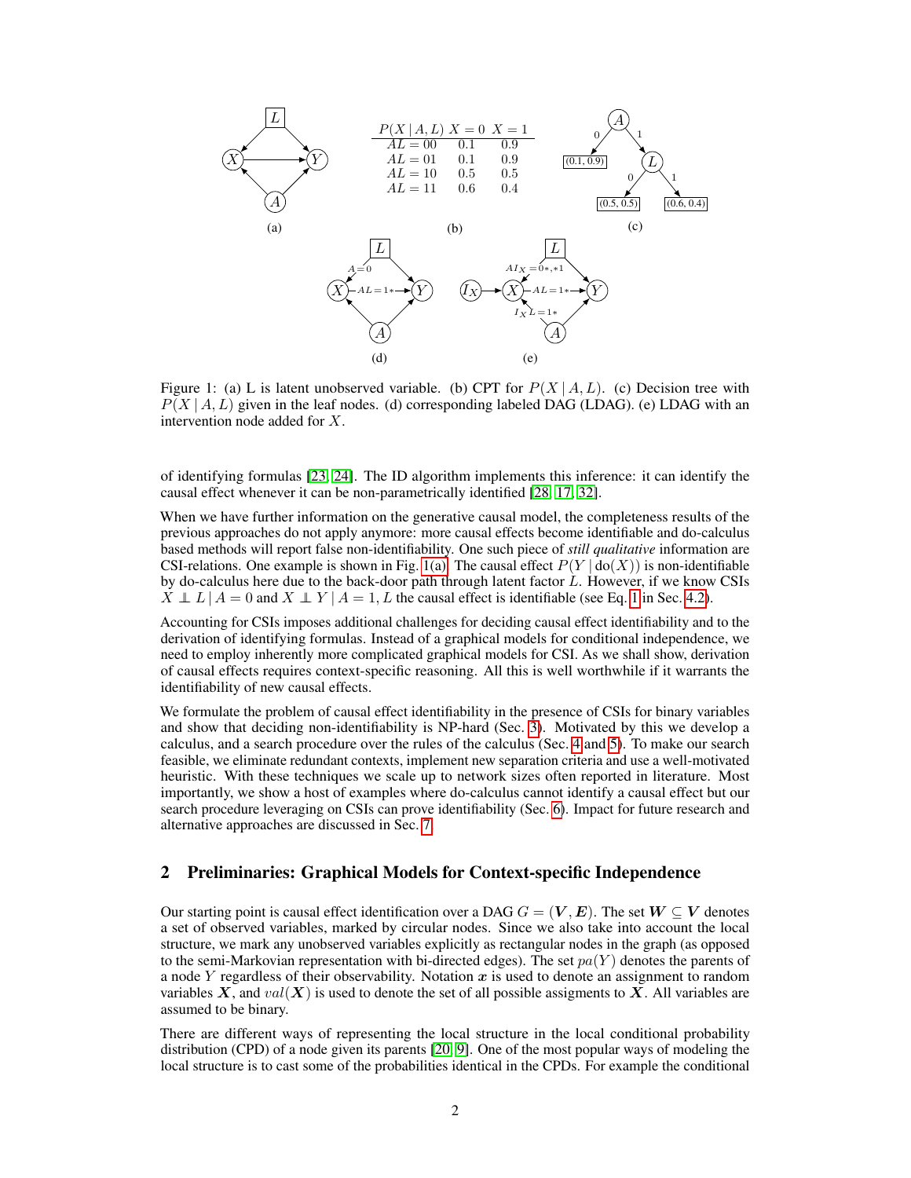| $P(X \mid A, L)$ | $X=0$ | $X=1$ |
|---|---|---|
| $AL=00$ | 0.1 | 0.9 |
| $AL=01$ | 0.1 | 0.9 |
| $AL=10$ | 0.5 | 0.5 |
| $AL=11$ | 0.6 | 0.4 |

Figure 1: (a) L is latent unobserved variable. (b) CPT for $P(X \mid A, L)$. (c) Decision tree with $P(X \mid A, L)$ given in the leaf nodes. (d) corresponding labeled DAG (LDAG). (e) LDAG with an intervention node added for $X$.

of identifying formulas [23, 24]. The ID algorithm implements this inference: it can identify the causal effect whenever it can be non-parametrically identified [28, 17, 32].

When we have further information on the generative causal model, the completeness results of the previous approaches do not apply anymore: more causal effects become identifiable and do-calculus based methods will report false non-identifiability. One such piece of *still qualitative* information are CSI-relations. One example is shown in Fig. 1(a). The causal effect $P(Y \mid \text{do}(X))$ is non-identifiable by do-calculus here due to the back-door path through latent factor $L$. However, if we know CSIs $X \perp\!\!\!\perp L \mid A=0$ and $X \perp\!\!\!\perp Y \mid A=1, L$ the causal effect is identifiable (see Eq. 1 in Sec. 4.2).

Accounting for CSIs imposes additional challenges for deciding causal effect identifiability and to the derivation of identifying formulas. Instead of a graphical models for conditional independence, we need to employ inherently more complicated graphical models for CSI. As we shall show, derivation of causal effects requires context-specific reasoning. All this is well worthwhile if it warrants the identifiability of new causal effects.

We formulate the problem of causal effect identifiability in the presence of CSIs for binary variables and show that deciding non-identifiability is NP-hard (Sec. 3). Motivated by this we develop a calculus, and a search procedure over the rules of the calculus (Sec. 4 and 5). To make our search feasible, we eliminate redundant contexts, implement new separation criteria and use a well-motivated heuristic. With these techniques we scale up to network sizes often reported in literature. Most importantly, we show a host of examples where do-calculus cannot identify a causal effect but our search procedure leveraging on CSIs can prove identifiability (Sec. 6). Impact for future research and alternative approaches are discussed in Sec. 7.

## 2 Preliminaries: Graphical Models for Context-specific Independence

Our starting point is causal effect identification over a DAG $G = (\boldsymbol{V}, \boldsymbol{E})$. The set $\boldsymbol{W} \subseteq \boldsymbol{V}$ denotes a set of observed variables, marked by circular nodes. Since we also take into account the local structure, we mark any unobserved variables explicitly as rectangular nodes in the graph (as opposed to the semi-Markovian representation with bi-directed edges). The set $pa(Y)$ denotes the parents of a node $Y$ regardless of their observability. Notation $\boldsymbol{x}$ is used to denote an assignment to random variables $\boldsymbol{X}$, and $val(\boldsymbol{X})$ is used to denote the set of all possible assigments to $\boldsymbol{X}$. All variables are assumed to be binary.

There are different ways of representing the local structure in the local conditional probability distribution (CPD) of a node given its parents [20, 9]. One of the most popular ways of modeling the local structure is to cast some of the probabilities identical in the CPDs. For example the conditional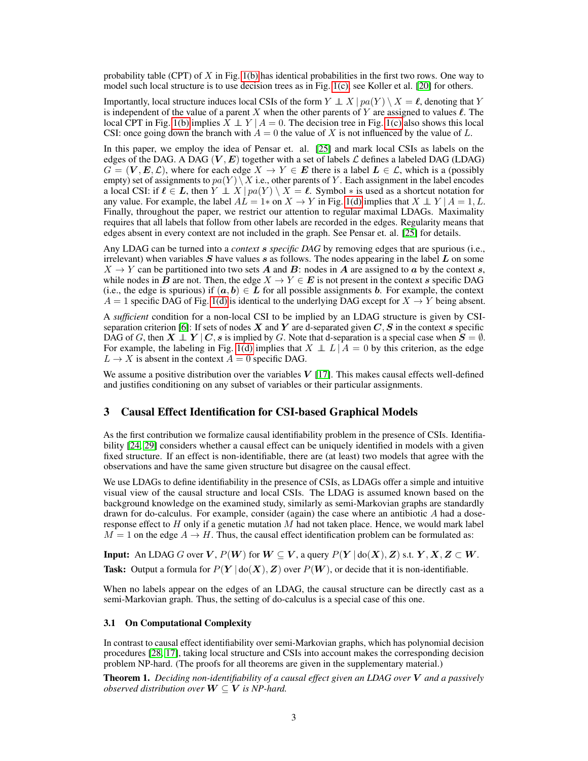probability table (CPT) of $X$ in Fig. 1(b) has identical probabilities in the first two rows. One way to model such local structure is to use decision trees as in Fig. 1(c), see Koller et al. [20] for others.

Importantly, local structure induces local CSIs of the form $Y \perp\!\!\!\perp X \mid pa(Y) \setminus X = \boldsymbol{\ell}$, denoting that $Y$ is independent of the value of a parent $X$ when the other parents of $Y$ are assigned to values $\boldsymbol{\ell}$. The local CPT in Fig. 1(b) implies $X \perp\!\!\!\perp Y \mid A = 0$. The decision tree in Fig. 1(c) also shows this local CSI: once going down the branch with $A = 0$ the value of $X$ is not influenced by the value of $L$.

In this paper, we employ the idea of Pensar et. al. [25] and mark local CSIs as labels on the edges of the DAG. A DAG $(\boldsymbol{V}, \boldsymbol{E})$ together with a set of labels $\mathcal{L}$ defines a labeled DAG (LDAG) $G = (\boldsymbol{V}, \boldsymbol{E}, \mathcal{L})$, where for each edge $X \to Y \in \boldsymbol{E}$ there is a label $\boldsymbol{L} \in \mathcal{L}$, which is a (possibly empty) set of assignments to $pa(Y) \setminus X$ i.e., other parents of $Y$. Each assignment in the label encodes a local CSI: if $\boldsymbol{\ell} \in \boldsymbol{L}$, then $Y \perp\!\!\!\perp X \mid pa(Y) \setminus X = \boldsymbol{\ell}$. Symbol $*$ is used as a shortcut notation for any value. For example, the label $AL = 1*$ on $X \to Y$ in Fig. 1(d) implies that $X \perp\!\!\!\perp Y \mid A = 1, L$. Finally, throughout the paper, we restrict our attention to regular maximal LDAGs. Maximality requires that all labels that follow from other labels are recorded in the edges. Regularity means that edges absent in every context are not included in the graph. See Pensar et. al. [25] for details.

Any LDAG can be turned into a *context* $\boldsymbol{s}$ *specific DAG* by removing edges that are spurious (i.e., irrelevant) when variables $\boldsymbol{S}$ have values $\boldsymbol{s}$ as follows. The nodes appearing in the label $\boldsymbol{L}$ on some $X \to Y$ can be partitioned into two sets $\boldsymbol{A}$ and $\boldsymbol{B}$: nodes in $\boldsymbol{A}$ are assigned to $\boldsymbol{a}$ by the context $\boldsymbol{s}$, while nodes in $\boldsymbol{B}$ are not. Then, the edge $X \to Y \in \boldsymbol{E}$ is not present in the context $\boldsymbol{s}$ specific DAG (i.e., the edge is spurious) if $(\boldsymbol{a}, \boldsymbol{b}) \in \boldsymbol{L}$ for all possible assignments $\boldsymbol{b}$. For example, the context $A = 1$ specific DAG of Fig. 1(d) is identical to the underlying DAG except for $X \to Y$ being absent.

A *sufficient* condition for a non-local CSI to be implied by an LDAG structure is given by CSI-separation criterion [6]: If sets of nodes $\boldsymbol{X}$ and $\boldsymbol{Y}$ are d-separated given $\boldsymbol{C}, \boldsymbol{S}$ in the context $\boldsymbol{s}$ specific DAG of $G$, then $\boldsymbol{X} \perp\!\!\!\perp \boldsymbol{Y} \mid \boldsymbol{C}, \boldsymbol{s}$ is implied by $G$. Note that d-separation is a special case when $\boldsymbol{S} = \emptyset$. For example, the labeling in Fig. 1(d) implies that $X \perp\!\!\!\perp L \mid A = 0$ by this criterion, as the edge $L \to X$ is absent in the context $A = 0$ specific DAG.

We assume a positive distribution over the variables $\boldsymbol{V}$ [17]. This makes causal effects well-defined and justifies conditioning on any subset of variables or their particular assignments.

## 3 Causal Effect Identification for CSI-based Graphical Models

As the first contribution we formalize causal identifiability problem in the presence of CSIs. Identifiability [24, 29] considers whether a causal effect can be uniquely identified in models with a given fixed structure. If an effect is non-identifiable, there are (at least) two models that agree with the observations and have the same given structure but disagree on the causal effect.

We use LDAGs to define identifiability in the presence of CSIs, as LDAGs offer a simple and intuitive visual view of the causal structure and local CSIs. The LDAG is assumed known based on the background knowledge on the examined study, similarly as semi-Markovian graphs are standardly drawn for do-calculus. For example, consider (again) the case where an antibiotic $A$ had a dose-response effect to $H$ only if a genetic mutation $M$ had not taken place. Hence, we would mark label $M = 1$ on the edge $A \to H$. Thus, the causal effect identification problem can be formulated as:

**Input:** An LDAG $G$ over $\boldsymbol{V}$, $P(\boldsymbol{W})$ for $\boldsymbol{W} \subseteq \boldsymbol{V}$, a query $P(\boldsymbol{Y} \mid \text{do}(\boldsymbol{X}), \boldsymbol{Z})$ s.t. $\boldsymbol{Y}, \boldsymbol{X}, \boldsymbol{Z} \subset \boldsymbol{W}$.

**Task:** Output a formula for $P(\boldsymbol{Y} \mid \text{do}(\boldsymbol{X}), \boldsymbol{Z})$ over $P(\boldsymbol{W})$, or decide that it is non-identifiable.

When no labels appear on the edges of an LDAG, the causal structure can be directly cast as a semi-Markovian graph. Thus, the setting of do-calculus is a special case of this one.

### 3.1 On Computational Complexity

In contrast to causal effect identifiability over semi-Markovian graphs, which has polynomial decision procedures [28, 17], taking local structure and CSIs into account makes the corresponding decision problem NP-hard. (The proofs for all theorems are given in the supplementary material.)

**Theorem 1.** *Deciding non-identifiability of a causal effect given an LDAG over* $\boldsymbol{V}$ *and a passively observed distribution over* $\boldsymbol{W} \subseteq \boldsymbol{V}$ *is NP-hard.*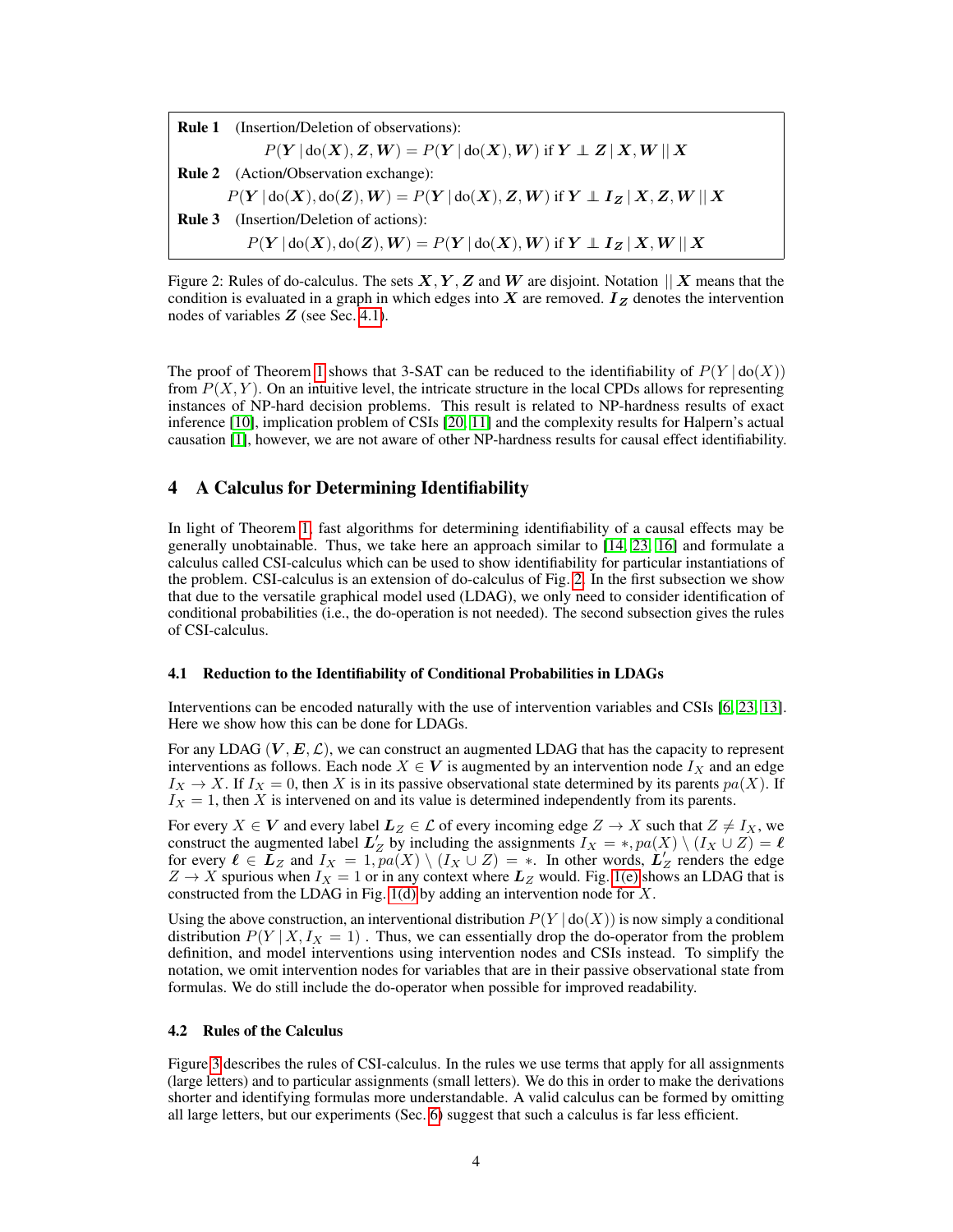**Rule 1** (Insertion/Deletion of observations):

$$P(\boldsymbol{Y} \mid \mathrm{do}(\boldsymbol{X}), \boldsymbol{Z}, \boldsymbol{W}) = P(\boldsymbol{Y} \mid \mathrm{do}(\boldsymbol{X}), \boldsymbol{W}) \text{ if } \boldsymbol{Y} \perp \boldsymbol{Z} \mid \boldsymbol{X}, \boldsymbol{W} \,||\, \boldsymbol{X}$$

**Rule 2** (Action/Observation exchange):

$$P(\boldsymbol{Y} \mid \mathrm{do}(\boldsymbol{X}), \mathrm{do}(\boldsymbol{Z}), \boldsymbol{W}) = P(\boldsymbol{Y} \mid \mathrm{do}(\boldsymbol{X}), \boldsymbol{Z}, \boldsymbol{W}) \text{ if } \boldsymbol{Y} \perp \boldsymbol{I_Z} \mid \boldsymbol{X}, \boldsymbol{Z}, \boldsymbol{W} \,||\, \boldsymbol{X}$$

**Rule 3** (Insertion/Deletion of actions):

$$P(\boldsymbol{Y} \mid \mathrm{do}(\boldsymbol{X}), \mathrm{do}(\boldsymbol{Z}), \boldsymbol{W}) = P(\boldsymbol{Y} \mid \mathrm{do}(\boldsymbol{X}), \boldsymbol{W}) \text{ if } \boldsymbol{Y} \perp \boldsymbol{I_Z} \mid \boldsymbol{X}, \boldsymbol{W} \,||\, \boldsymbol{X}$$

Figure 2: Rules of do-calculus. The sets $\boldsymbol{X}, \boldsymbol{Y}, \boldsymbol{Z}$ and $\boldsymbol{W}$ are disjoint. Notation $||\, \boldsymbol{X}$ means that the condition is evaluated in a graph in which edges into $\boldsymbol{X}$ are removed. $\boldsymbol{I_Z}$ denotes the intervention nodes of variables $\boldsymbol{Z}$ (see Sec. 4.1).

The proof of Theorem 1 shows that 3-SAT can be reduced to the identifiability of $P(Y \mid \mathrm{do}(X))$ from $P(X, Y)$. On an intuitive level, the intricate structure in the local CPDs allows for representing instances of NP-hard decision problems. This result is related to NP-hardness results of exact inference [10], implication problem of CSIs [20, 11] and the complexity results for Halpern's actual causation [1], however, we are not aware of other NP-hardness results for causal effect identifiability.

## 4 A Calculus for Determining Identifiability

In light of Theorem 1, fast algorithms for determining identifiability of a causal effects may be generally unobtainable. Thus, we take here an approach similar to [14, 23, 16] and formulate a calculus called CSI-calculus which can be used to show identifiability for particular instantiations of the problem. CSI-calculus is an extension of do-calculus of Fig. 2. In the first subsection we show that due to the versatile graphical model used (LDAG), we only need to consider identification of conditional probabilities (i.e., the do-operation is not needed). The second subsection gives the rules of CSI-calculus.

### 4.1 Reduction to the Identifiability of Conditional Probabilities in LDAGs

Interventions can be encoded naturally with the use of intervention variables and CSIs [6, 23, 13]. Here we show how this can be done for LDAGs.

For any LDAG $(\boldsymbol{V}, \boldsymbol{E}, \mathcal{L})$, we can construct an augmented LDAG that has the capacity to represent interventions as follows. Each node $X \in \boldsymbol{V}$ is augmented by an intervention node $I_X$ and an edge $I_X \to X$. If $I_X = 0$, then $X$ is in its passive observational state determined by its parents $pa(X)$. If $I_X = 1$, then $X$ is intervened on and its value is determined independently from its parents.

For every $X \in \boldsymbol{V}$ and every label $\boldsymbol{L}_Z \in \mathcal{L}$ of every incoming edge $Z \to X$ such that $Z \neq I_X$, we construct the augmented label $\boldsymbol{L}'_Z$ by including the assignments $I_X = *, pa(X) \setminus (I_X \cup Z) = \boldsymbol{\ell}$ for every $\boldsymbol{\ell} \in \boldsymbol{L}_Z$ and $I_X = 1, pa(X) \setminus (I_X \cup Z) = *$. In other words, $\boldsymbol{L}'_Z$ renders the edge $Z \to X$ spurious when $I_X = 1$ or in any context where $\boldsymbol{L}_Z$ would. Fig. 1(e) shows an LDAG that is constructed from the LDAG in Fig. 1(d) by adding an intervention node for $X$.

Using the above construction, an interventional distribution $P(Y \mid \mathrm{do}(X))$ is now simply a conditional distribution $P(Y \mid X, I_X = 1)$ . Thus, we can essentially drop the do-operator from the problem definition, and model interventions using intervention nodes and CSIs instead. To simplify the notation, we omit intervention nodes for variables that are in their passive observational state from formulas. We do still include the do-operator when possible for improved readability.

### 4.2 Rules of the Calculus

Figure 3 describes the rules of CSI-calculus. In the rules we use terms that apply for all assignments (large letters) and to particular assignments (small letters). We do this in order to make the derivations shorter and identifying formulas more understandable. A valid calculus can be formed by omitting all large letters, but our experiments (Sec. 6) suggest that such a calculus is far less efficient.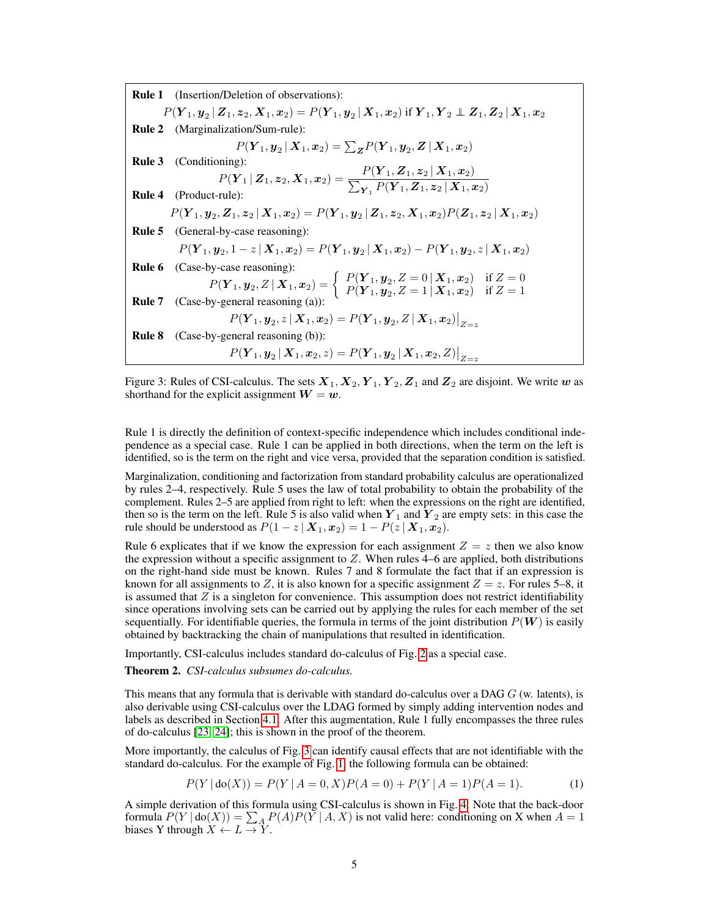**Rule 1** (Insertion/Deletion of observations):

$$P(\boldsymbol{Y}_1, \boldsymbol{y}_2 \mid \boldsymbol{Z}_1, \boldsymbol{z}_2, \boldsymbol{X}_1, \boldsymbol{x}_2) = P(\boldsymbol{Y}_1, \boldsymbol{y}_2 \mid \boldsymbol{X}_1, \boldsymbol{x}_2) \text{ if } \boldsymbol{Y}_1, \boldsymbol{Y}_2 \perp\!\!\!\perp \boldsymbol{Z}_1, \boldsymbol{Z}_2 \mid \boldsymbol{X}_1, \boldsymbol{x}_2$$

**Rule 2** (Marginalization/Sum-rule):

$$P(\boldsymbol{Y}_1, \boldsymbol{y}_2 \mid \boldsymbol{X}_1, \boldsymbol{x}_2) = \sum_{\boldsymbol{Z}} P(\boldsymbol{Y}_1, \boldsymbol{y}_2, \boldsymbol{Z} \mid \boldsymbol{X}_1, \boldsymbol{x}_2)$$

**Rule 3** (Conditioning):

$$P(\boldsymbol{Y}_1 \mid \boldsymbol{Z}_1, \boldsymbol{z}_2, \boldsymbol{X}_1, \boldsymbol{x}_2) = \frac{P(\boldsymbol{Y}_1, \boldsymbol{Z}_1, \boldsymbol{z}_2 \mid \boldsymbol{X}_1, \boldsymbol{x}_2)}{\sum_{\boldsymbol{Y}_1} P(\boldsymbol{Y}_1, \boldsymbol{Z}_1, \boldsymbol{z}_2 \mid \boldsymbol{X}_1, \boldsymbol{x}_2)}$$

**Rule 4** (Product-rule):

$$P(\boldsymbol{Y}_1, \boldsymbol{y}_2, \boldsymbol{Z}_1, \boldsymbol{z}_2 \mid \boldsymbol{X}_1, \boldsymbol{x}_2) = P(\boldsymbol{Y}_1, \boldsymbol{y}_2 \mid \boldsymbol{Z}_1, \boldsymbol{z}_2, \boldsymbol{X}_1, \boldsymbol{x}_2) P(\boldsymbol{Z}_1, \boldsymbol{z}_2 \mid \boldsymbol{X}_1, \boldsymbol{x}_2)$$

**Rule 5** (General-by-case reasoning):

$$P(\boldsymbol{Y}_1, \boldsymbol{y}_2, 1 - z \mid \boldsymbol{X}_1, \boldsymbol{x}_2) = P(\boldsymbol{Y}_1, \boldsymbol{y}_2 \mid \boldsymbol{X}_1, \boldsymbol{x}_2) - P(\boldsymbol{Y}_1, \boldsymbol{y}_2, z \mid \boldsymbol{X}_1, \boldsymbol{x}_2)$$

**Rule 6** (Case-by-case reasoning):

$$P(\boldsymbol{Y}_1, \boldsymbol{y}_2, Z \mid \boldsymbol{X}_1, \boldsymbol{x}_2) = \begin{cases} P(\boldsymbol{Y}_1, \boldsymbol{y}_2, Z = 0 \mid \boldsymbol{X}_1, \boldsymbol{x}_2) & \text{if } Z = 0 \\ P(\boldsymbol{Y}_1, \boldsymbol{y}_2, Z = 1 \mid \boldsymbol{X}_1, \boldsymbol{x}_2) & \text{if } Z = 1 \end{cases}$$

**Rule 7** (Case-by-general reasoning (a)):

$$P(\boldsymbol{Y}_1, \boldsymbol{y}_2, z \mid \boldsymbol{X}_1, \boldsymbol{x}_2) = P(\boldsymbol{Y}_1, \boldsymbol{y}_2, Z \mid \boldsymbol{X}_1, \boldsymbol{x}_2)\big|_{Z=z}$$

**Rule 8** (Case-by-general reasoning (b)):

$$P(\boldsymbol{Y}_1, \boldsymbol{y}_2 \mid \boldsymbol{X}_1, \boldsymbol{x}_2, z) = P(\boldsymbol{Y}_1, \boldsymbol{y}_2 \mid \boldsymbol{X}_1, \boldsymbol{x}_2, Z)\big|_{Z=z}$$

Figure 3: Rules of CSI-calculus. The sets $\boldsymbol{X}_1, \boldsymbol{X}_2, \boldsymbol{Y}_1, \boldsymbol{Y}_2, \boldsymbol{Z}_1$ and $\boldsymbol{Z}_2$ are disjoint. We write $\boldsymbol{w}$ as shorthand for the explicit assignment $\boldsymbol{W} = \boldsymbol{w}$.

Rule 1 is directly the definition of context-specific independence which includes conditional independence as a special case. Rule 1 can be applied in both directions, when the term on the left is identified, so is the term on the right and vice versa, provided that the separation condition is satisfied.

Marginalization, conditioning and factorization from standard probability calculus are operationalized by rules 2–4, respectively. Rule 5 uses the law of total probability to obtain the probability of the complement. Rules 2–5 are applied from right to left: when the expressions on the right are identified, then so is the term on the left. Rule 5 is also valid when $\boldsymbol{Y}_1$ and $\boldsymbol{Y}_2$ are empty sets: in this case the rule should be understood as $P(1 - z \mid \boldsymbol{X}_1, \boldsymbol{x}_2) = 1 - P(z \mid \boldsymbol{X}_1, \boldsymbol{x}_2)$.

Rule 6 explicates that if we know the expression for each assignment $Z = z$ then we also know the expression without a specific assignment to $Z$. When rules 4–6 are applied, both distributions on the right-hand side must be known. Rules 7 and 8 formulate the fact that if an expression is known for all assignments to $Z$, it is also known for a specific assignment $Z = z$. For rules 5–8, it is assumed that $Z$ is a singleton for convenience. This assumption does not restrict identifiability since operations involving sets can be carried out by applying the rules for each member of the set sequentially. For identifiable queries, the formula in terms of the joint distribution $P(\boldsymbol{W})$ is easily obtained by backtracking the chain of manipulations that resulted in identification.

Importantly, CSI-calculus includes standard do-calculus of Fig. 2 as a special case.

**Theorem 2.** *CSI-calculus subsumes do-calculus.*

This means that any formula that is derivable with standard do-calculus over a DAG $G$ (w. latents), is also derivable using CSI-calculus over the LDAG formed by simply adding intervention nodes and labels as described in Section 4.1. After this augmentation, Rule 1 fully encompasses the three rules of do-calculus [23, 24]; this is shown in the proof of the theorem.

More importantly, the calculus of Fig. 3 can identify causal effects that are not identifiable with the standard do-calculus. For the example of Fig. 1, the following formula can be obtained:

$$P(Y \mid \mathrm{do}(X)) = P(Y \mid A = 0, X) P(A = 0) + P(Y \mid A = 1) P(A = 1). \tag{1}$$

A simple derivation of this formula using CSI-calculus is shown in Fig. 4. Note that the back-door formula $P(Y \mid \mathrm{do}(X)) = \sum_A P(A) P(Y \mid A, X)$ is not valid here: conditioning on X when $A = 1$ biases Y through $X \leftarrow L \rightarrow Y$.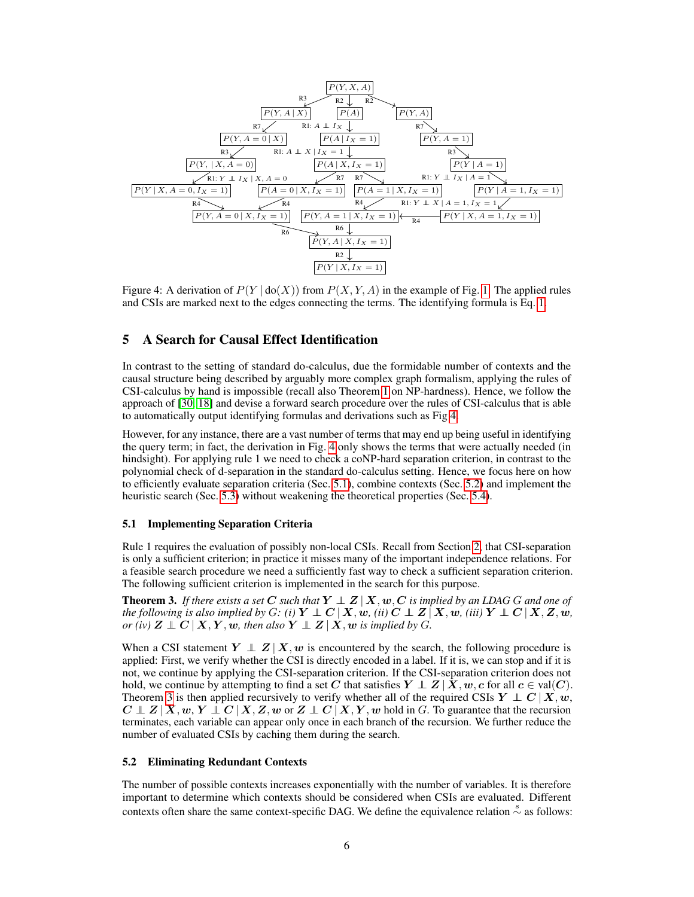Figure 4: A derivation of $P(Y \mid \mathrm{do}(X))$ from $P(X, Y, A)$ in the example of Fig. 1. The applied rules and CSIs are marked next to the edges connecting the terms. The identifying formula is Eq. 1.

## 5 A Search for Causal Effect Identification

In contrast to the setting of standard do-calculus, due the formidable number of contexts and the causal structure being described by arguably more complex graph formalism, applying the rules of CSI-calculus by hand is impossible (recall also Theorem 1 on NP-hardness). Hence, we follow the approach of [30, 18] and devise a forward search procedure over the rules of CSI-calculus that is able to automatically output identifying formulas and derivations such as Fig 4.

However, for any instance, there are a vast number of terms that may end up being useful in identifying the query term; in fact, the derivation in Fig. 4 only shows the terms that were actually needed (in hindsight). For applying rule 1 we need to check a coNP-hard separation criterion, in contrast to the polynomial check of d-separation in the standard do-calculus setting. Hence, we focus here on how to efficiently evaluate separation criteria (Sec. 5.1), combine contexts (Sec. 5.2) and implement the heuristic search (Sec. 5.3) without weakening the theoretical properties (Sec. 5.4).

### 5.1 Implementing Separation Criteria

Rule 1 requires the evaluation of possibly non-local CSIs. Recall from Section 2, that CSI-separation is only a sufficient criterion; in practice it misses many of the important independence relations. For a feasible search procedure we need a sufficiently fast way to check a sufficient separation criterion. The following sufficient criterion is implemented in the search for this purpose.

**Theorem 3.** *If there exists a set $\boldsymbol{C}$ such that $\boldsymbol{Y} \perp \boldsymbol{Z} \mid \boldsymbol{X}, \boldsymbol{w}, \boldsymbol{C}$ is implied by an LDAG $G$ and one of the following is also implied by $G$: (i) $\boldsymbol{Y} \perp \boldsymbol{C} \mid \boldsymbol{X}, \boldsymbol{w}$, (ii) $\boldsymbol{C} \perp \boldsymbol{Z} \mid \boldsymbol{X}, \boldsymbol{w}$, (iii) $\boldsymbol{Y} \perp \boldsymbol{C} \mid \boldsymbol{X}, \boldsymbol{Z}, \boldsymbol{w}$, or (iv) $\boldsymbol{Z} \perp \boldsymbol{C} \mid \boldsymbol{X}, \boldsymbol{Y}, \boldsymbol{w}$, then also $\boldsymbol{Y} \perp \boldsymbol{Z} \mid \boldsymbol{X}, \boldsymbol{w}$ is implied by $G$.*

When a CSI statement $\boldsymbol{Y} \perp \boldsymbol{Z} \mid \boldsymbol{X}, \boldsymbol{w}$ is encountered by the search, the following procedure is applied: First, we verify whether the CSI is directly encoded in a label. If it is, we can stop and if it is not, we continue by applying the CSI-separation criterion. If the CSI-separation criterion does not hold, we continue by attempting to find a set $\boldsymbol{C}$ that satisfies $\boldsymbol{Y} \perp \boldsymbol{Z} \mid \boldsymbol{X}, \boldsymbol{w}, \boldsymbol{c}$ for all $\boldsymbol{c} \in \mathrm{val}(\boldsymbol{C})$. Theorem 3 is then applied recursively to verify whether all of the required CSIs $\boldsymbol{Y} \perp \boldsymbol{C} \mid \boldsymbol{X}, \boldsymbol{w}$, $\boldsymbol{C} \perp \boldsymbol{Z} \mid \boldsymbol{X}, \boldsymbol{w}, \boldsymbol{Y} \perp \boldsymbol{C} \mid \boldsymbol{X}, \boldsymbol{Z}, \boldsymbol{w}$ or $\boldsymbol{Z} \perp \boldsymbol{C} \mid \boldsymbol{X}, \boldsymbol{Y}, \boldsymbol{w}$ hold in $G$. To guarantee that the recursion terminates, each variable can appear only once in each branch of the recursion. We further reduce the number of evaluated CSIs by caching them during the search.

### 5.2 Eliminating Redundant Contexts

The number of possible contexts increases exponentially with the number of variables. It is therefore important to determine which contexts should be considered when CSIs are evaluated. Different contexts often share the same context-specific DAG. We define the equivalence relation $\overset{s}{\sim}$ as follows: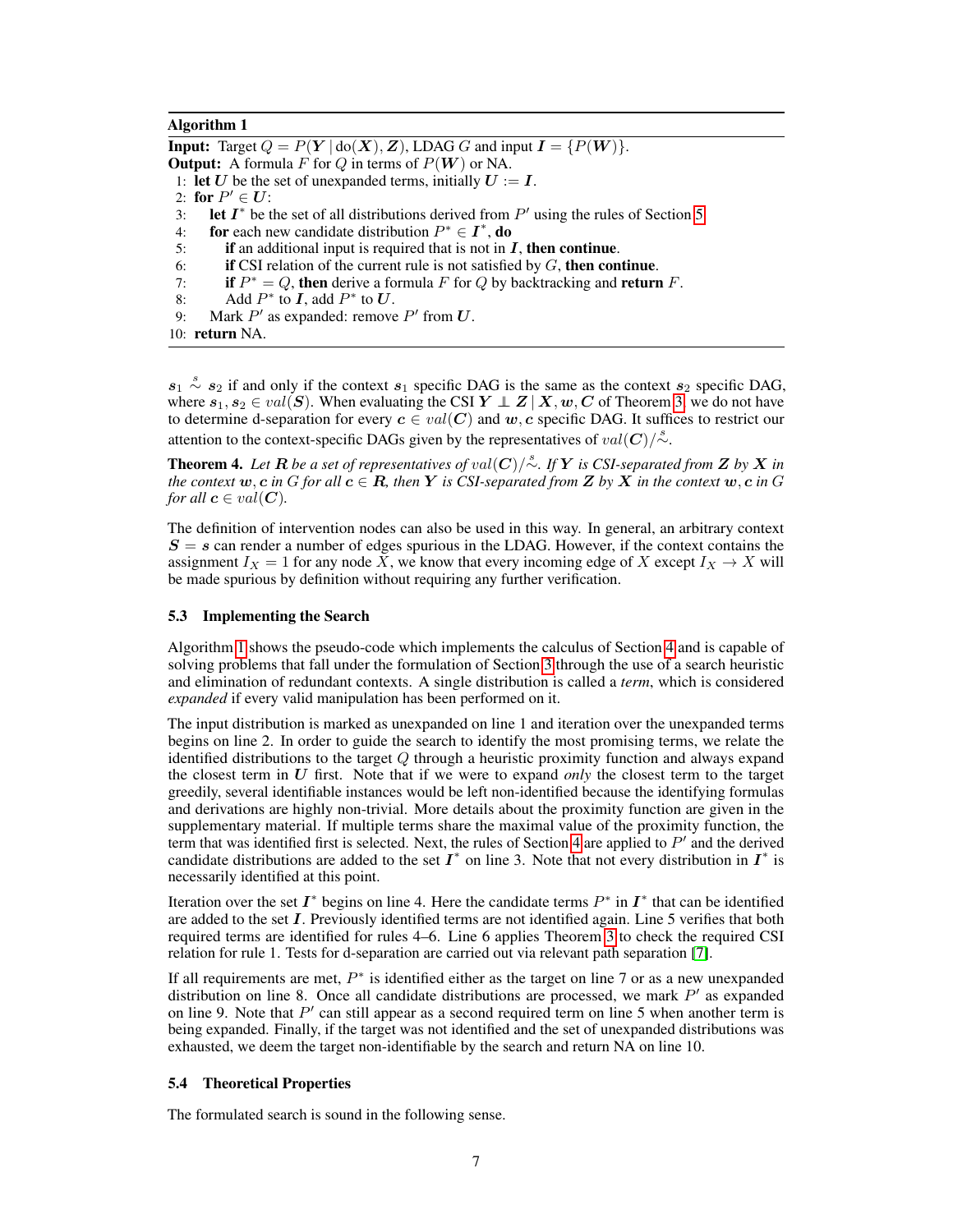**Algorithm 1**

**Input:** Target $Q = P(\boldsymbol{Y} \,|\, \mathrm{do}(\boldsymbol{X}), \boldsymbol{Z})$, LDAG $G$ and input $\boldsymbol{I} = \{P(\boldsymbol{W})\}$.
**Output:** A formula $F$ for $Q$ in terms of $P(\boldsymbol{W})$ or NA.

```
1: let U be the set of unexpanded terms, initially U := I.
2: for P′ ∈ U:
3:    let I* be the set of all distributions derived from P′ using the rules of Section 5
4:    for each new candidate distribution P* ∈ I*, do
5:       if an additional input is required that is not in I, then continue.
6:       if CSI relation of the current rule is not satisfied by G, then continue.
7:       if P* = Q, then derive a formula F for Q by backtracking and return F.
8:       Add P* to I, add P* to U.
9:    Mark P′ as expanded: remove P′ from U.
10: return NA.
```

$\boldsymbol{s}_1 \overset{s}{\sim} \boldsymbol{s}_2$ if and only if the context $\boldsymbol{s}_1$ specific DAG is the same as the context $\boldsymbol{s}_2$ specific DAG, where $\boldsymbol{s}_1, \boldsymbol{s}_2 \in val(\boldsymbol{S})$. When evaluating the CSI $\boldsymbol{Y} \perp \boldsymbol{Z} \,|\, \boldsymbol{X}, \boldsymbol{w}, \boldsymbol{C}$ of Theorem 3, we do not have to determine d-separation for every $\boldsymbol{c} \in val(\boldsymbol{C})$ and $\boldsymbol{w}, \boldsymbol{c}$ specific DAG. It suffices to restrict our attention to the context-specific DAGs given by the representatives of $val(\boldsymbol{C})/\overset{s}{\sim}$.

**Theorem 4.** *Let $\boldsymbol{R}$ be a set of representatives of $val(\boldsymbol{C})/\overset{s}{\sim}$. If $\boldsymbol{Y}$ is CSI-separated from $\boldsymbol{Z}$ by $\boldsymbol{X}$ in the context $\boldsymbol{w}, \boldsymbol{c}$ in $G$ for all $\boldsymbol{c} \in \boldsymbol{R}$, then $\boldsymbol{Y}$ is CSI-separated from $\boldsymbol{Z}$ by $\boldsymbol{X}$ in the context $\boldsymbol{w}, \boldsymbol{c}$ in $G$ for all $\boldsymbol{c} \in val(\boldsymbol{C})$.*

The definition of intervention nodes can also be used in this way. In general, an arbitrary context $\boldsymbol{S} = \boldsymbol{s}$ can render a number of edges spurious in the LDAG. However, if the context contains the assignment $I_X = 1$ for any node $X$, we know that every incoming edge of $X$ except $I_X \to X$ will be made spurious by definition without requiring any further verification.

### 5.3 Implementing the Search

Algorithm 1 shows the pseudo-code which implements the calculus of Section 4 and is capable of solving problems that fall under the formulation of Section 3 through the use of a search heuristic and elimination of redundant contexts. A single distribution is called a *term*, which is considered *expanded* if every valid manipulation has been performed on it.

The input distribution is marked as unexpanded on line 1 and iteration over the unexpanded terms begins on line 2. In order to guide the search to identify the most promising terms, we relate the identified distributions to the target $Q$ through a heuristic proximity function and always expand the closest term in $\boldsymbol{U}$ first. Note that if we were to expand *only* the closest term to the target greedily, several identifiable instances would be left non-identified because the identifying formulas and derivations are highly non-trivial. More details about the proximity function are given in the supplementary material. If multiple terms share the maximal value of the proximity function, the term that was identified first is selected. Next, the rules of Section 4 are applied to $P'$ and the derived candidate distributions are added to the set $\boldsymbol{I}^*$ on line 3. Note that not every distribution in $\boldsymbol{I}^*$ is necessarily identified at this point.

Iteration over the set $\boldsymbol{I}^*$ begins on line 4. Here the candidate terms $P^*$ in $\boldsymbol{I}^*$ that can be identified are added to the set $\boldsymbol{I}$. Previously identified terms are not identified again. Line 5 verifies that both required terms are identified for rules 4–6. Line 6 applies Theorem 3 to check the required CSI relation for rule 1. Tests for d-separation are carried out via relevant path separation [7].

If all requirements are met, $P^*$ is identified either as the target on line 7 or as a new unexpanded distribution on line 8. Once all candidate distributions are processed, we mark $P'$ as expanded on line 9. Note that $P'$ can still appear as a second required term on line 5 when another term is being expanded. Finally, if the target was not identified and the set of unexpanded distributions was exhausted, we deem the target non-identifiable by the search and return NA on line 10.

### 5.4 Theoretical Properties

The formulated search is sound in the following sense.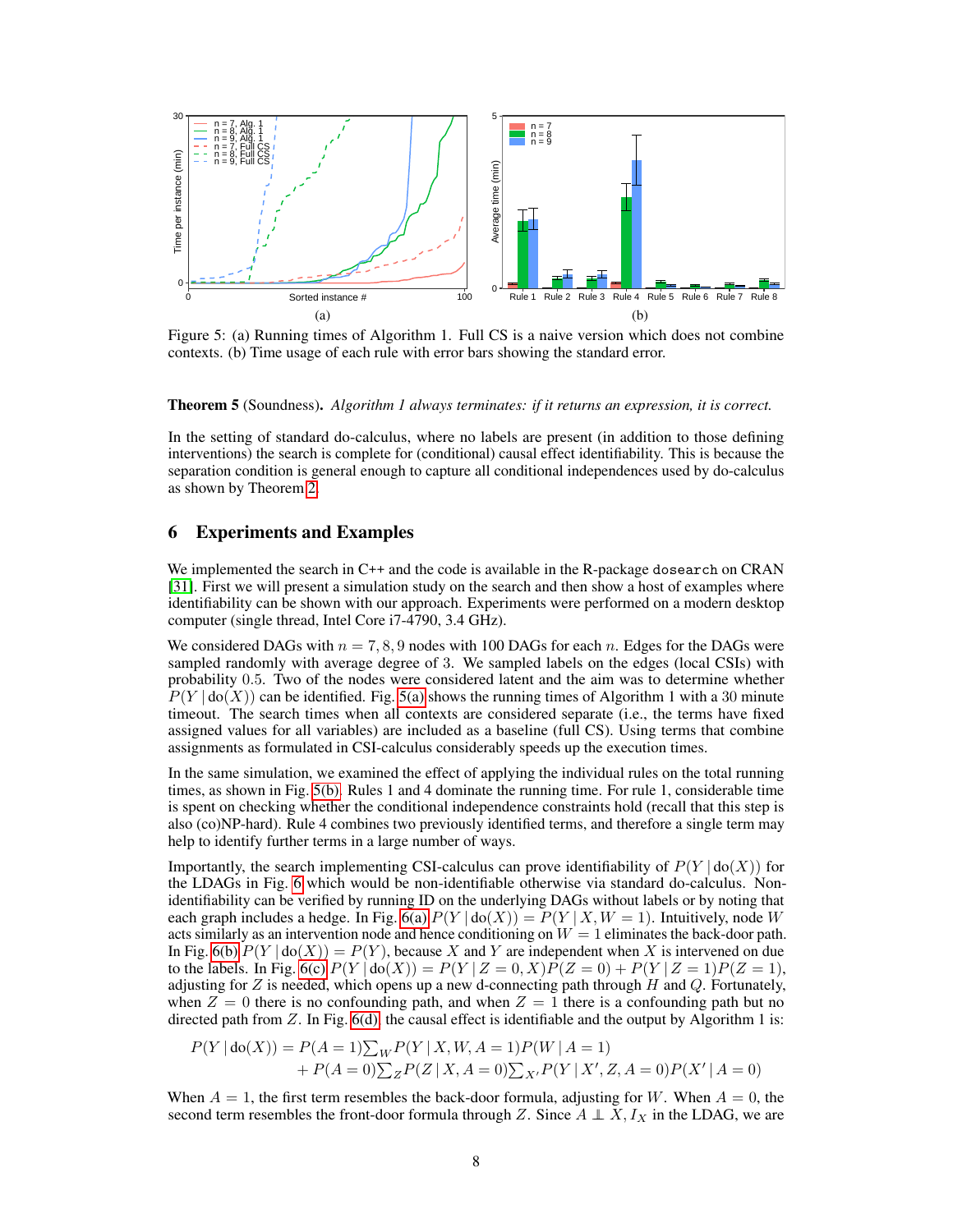Figure 5: (a) Running times of Algorithm 1. Full CS is a naive version which does not combine contexts. (b) Time usage of each rule with error bars showing the standard error.

**Theorem 5** (Soundness)**.** *Algorithm 1 always terminates: if it returns an expression, it is correct.*

In the setting of standard do-calculus, where no labels are present (in addition to those defining interventions) the search is complete for (conditional) causal effect identifiability. This is because the separation condition is general enough to capture all conditional independences used by do-calculus as shown by Theorem 2.

## 6 Experiments and Examples

We implemented the search in C++ and the code is available in the R-package `dosearch` on CRAN [31]. First we will present a simulation study on the search and then show a host of examples where identifiability can be shown with our approach. Experiments were performed on a modern desktop computer (single thread, Intel Core i7-4790, 3.4 GHz).

We considered DAGs with $n = 7, 8, 9$ nodes with 100 DAGs for each $n$. Edges for the DAGs were sampled randomly with average degree of 3. We sampled labels on the edges (local CSIs) with probability 0.5. Two of the nodes were considered latent and the aim was to determine whether $P(Y \mid \mathrm{do}(X))$ can be identified. Fig. 5(a) shows the running times of Algorithm 1 with a 30 minute timeout. The search times when all contexts are considered separate (i.e., the terms have fixed assigned values for all variables) are included as a baseline (full CS). Using terms that combine assignments as formulated in CSI-calculus considerably speeds up the execution times.

In the same simulation, we examined the effect of applying the individual rules on the total running times, as shown in Fig. 5(b). Rules 1 and 4 dominate the running time. For rule 1, considerable time is spent on checking whether the conditional independence constraints hold (recall that this step is also (co)NP-hard). Rule 4 combines two previously identified terms, and therefore a single term may help to identify further terms in a large number of ways.

Importantly, the search implementing CSI-calculus can prove identifiability of $P(Y \mid \mathrm{do}(X))$ for the LDAGs in Fig. 6 which would be non-identifiable otherwise via standard do-calculus. Non-identifiability can be verified by running ID on the underlying DAGs without labels or by noting that each graph includes a hedge. In Fig. 6(a) $P(Y \mid \mathrm{do}(X)) = P(Y \mid X, W = 1)$. Intuitively, node $W$ acts similarly as an intervention node and hence conditioning on $W = 1$ eliminates the back-door path. In Fig. 6(b) $P(Y \mid \mathrm{do}(X)) = P(Y)$, because $X$ and $Y$ are independent when $X$ is intervened on due to the labels. In Fig. 6(c) $P(Y \mid \mathrm{do}(X)) = P(Y \mid Z = 0, X)P(Z = 0) + P(Y \mid Z = 1)P(Z = 1)$, adjusting for $Z$ is needed, which opens up a new d-connecting path through $H$ and $Q$. Fortunately, when $Z = 0$ there is no confounding path, and when $Z = 1$ there is a confounding path but no directed path from $Z$. In Fig. 6(d), the causal effect is identifiable and the output by Algorithm 1 is:

$$
\begin{aligned}
P(Y \mid \mathrm{do}(X)) = {} & P(A = 1)\textstyle\sum_W P(Y \mid X, W, A = 1)P(W \mid A = 1) \\
& + P(A = 0)\textstyle\sum_Z P(Z \mid X, A = 0)\textstyle\sum_{X'} P(Y \mid X', Z, A = 0)P(X' \mid A = 0)
\end{aligned}
$$

When $A = 1$, the first term resembles the back-door formula, adjusting for $W$. When $A = 0$, the second term resembles the front-door formula through $Z$. Since $A \perp\!\!\!\perp X, I_X$ in the LDAG, we are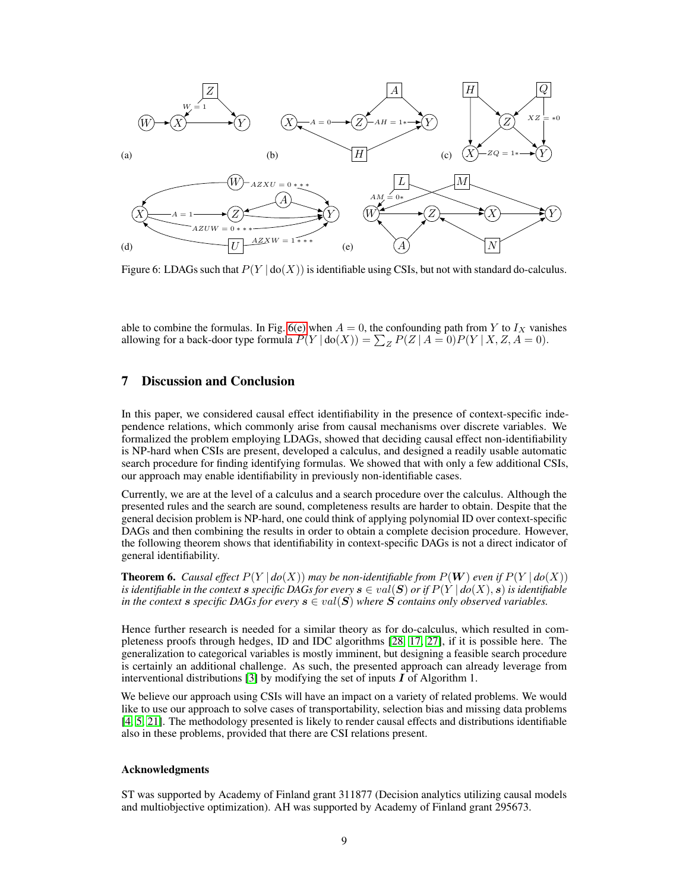Figure 6: LDAGs such that $P(Y \mid \text{do}(X))$ is identifiable using CSIs, but not with standard do-calculus.

able to combine the formulas. In Fig. 6(e) when $A = 0$, the confounding path from $Y$ to $I_X$ vanishes allowing for a back-door type formula $P(Y \mid \text{do}(X)) = \sum_Z P(Z \mid A = 0) P(Y \mid X, Z, A = 0)$.

## 7 Discussion and Conclusion

In this paper, we considered causal effect identifiability in the presence of context-specific independence relations, which commonly arise from causal mechanisms over discrete variables. We formalized the problem employing LDAGs, showed that deciding causal effect non-identifiability is NP-hard when CSIs are present, developed a calculus, and designed a readily usable automatic search procedure for finding identifying formulas. We showed that with only a few additional CSIs, our approach may enable identifiability in previously non-identifiable cases.

Currently, we are at the level of a calculus and a search procedure over the calculus. Although the presented rules and the search are sound, completeness results are harder to obtain. Despite that the general decision problem is NP-hard, one could think of applying polynomial ID over context-specific DAGs and then combining the results in order to obtain a complete decision procedure. However, the following theorem shows that identifiability in context-specific DAGs is not a direct indicator of general identifiability.

**Theorem 6.** *Causal effect $P(Y \mid do(X))$ may be non-identifiable from $P(\boldsymbol{W})$ even if $P(Y \mid do(X))$ is identifiable in the context $\boldsymbol{s}$ specific DAGs for every $\boldsymbol{s} \in val(\boldsymbol{S})$ or if $P(Y \mid do(X), \boldsymbol{s})$ is identifiable in the context $\boldsymbol{s}$ specific DAGs for every $\boldsymbol{s} \in val(\boldsymbol{S})$ where $\boldsymbol{S}$ contains only observed variables.*

Hence further research is needed for a similar theory as for do-calculus, which resulted in completeness proofs through hedges, ID and IDC algorithms [28, 17, 27], if it is possible here. The generalization to categorical variables is mostly imminent, but designing a feasible search procedure is certainly an additional challenge. As such, the presented approach can already leverage from interventional distributions [3] by modifying the set of inputs $\boldsymbol{I}$ of Algorithm 1.

We believe our approach using CSIs will have an impact on a variety of related problems. We would like to use our approach to solve cases of transportability, selection bias and missing data problems [4, 5, 21]. The methodology presented is likely to render causal effects and distributions identifiable also in these problems, provided that there are CSI relations present.

### Acknowledgments

ST was supported by Academy of Finland grant 311877 (Decision analytics utilizing causal models and multiobjective optimization). AH was supported by Academy of Finland grant 295673.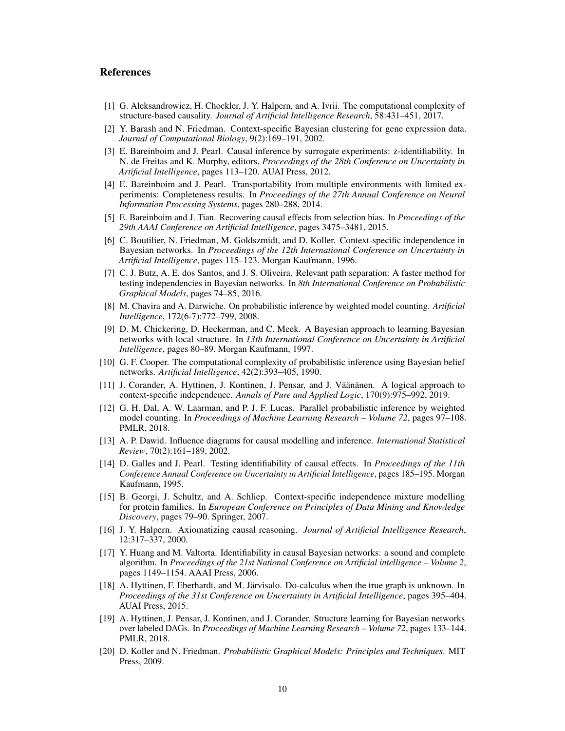## References

[1] G. Aleksandrowicz, H. Chockler, J. Y. Halpern, and A. Ivrii. The computational complexity of structure-based causality. *Journal of Artificial Intelligence Research*, 58:431–451, 2017.

[2] Y. Barash and N. Friedman. Context-specific Bayesian clustering for gene expression data. *Journal of Computational Biology*, 9(2):169–191, 2002.

[3] E. Bareinboim and J. Pearl. Causal inference by surrogate experiments: z-identifiability. In N. de Freitas and K. Murphy, editors, *Proceedings of the 28th Conference on Uncertainty in Artificial Intelligence*, pages 113–120. AUAI Press, 2012.

[4] E. Bareinboim and J. Pearl. Transportability from multiple environments with limited experiments: Completeness results. In *Proceedings of the 27th Annual Conference on Neural Information Processing Systems*, pages 280–288, 2014.

[5] E. Bareinboim and J. Tian. Recovering causal effects from selection bias. In *Proceedings of the 29th AAAI Conference on Artificial Intelligence*, pages 3475–3481, 2015.

[6] C. Boutilier, N. Friedman, M. Goldszmidt, and D. Koller. Context-specific independence in Bayesian networks. In *Proceedings of the 12th International Conference on Uncertainty in Artificial Intelligence*, pages 115–123. Morgan Kaufmann, 1996.

[7] C. J. Butz, A. E. dos Santos, and J. S. Oliveira. Relevant path separation: A faster method for testing independencies in Bayesian networks. In *8th International Conference on Probabilistic Graphical Models*, pages 74–85, 2016.

[8] M. Chavira and A. Darwiche. On probabilistic inference by weighted model counting. *Artificial Intelligence*, 172(6-7):772–799, 2008.

[9] D. M. Chickering, D. Heckerman, and C. Meek. A Bayesian approach to learning Bayesian networks with local structure. In *13th International Conference on Uncertainty in Artificial Intelligence*, pages 80–89. Morgan Kaufmann, 1997.

[10] G. F. Cooper. The computational complexity of probabilistic inference using Bayesian belief networks. *Artificial Intelligence*, 42(2):393–405, 1990.

[11] J. Corander, A. Hyttinen, J. Kontinen, J. Pensar, and J. Väänänen. A logical approach to context-specific independence. *Annals of Pure and Applied Logic*, 170(9):975–992, 2019.

[12] G. H. Dal, A. W. Laarman, and P. J. F. Lucas. Parallel probabilistic inference by weighted model counting. In *Proceedings of Machine Learning Research – Volume 72*, pages 97–108. PMLR, 2018.

[13] A. P. Dawid. Influence diagrams for causal modelling and inference. *International Statistical Review*, 70(2):161–189, 2002.

[14] D. Galles and J. Pearl. Testing identifiability of causal effects. In *Proceedings of the 11th Conference Annual Conference on Uncertainty in Artificial Intelligence*, pages 185–195. Morgan Kaufmann, 1995.

[15] B. Georgi, J. Schultz, and A. Schliep. Context-specific independence mixture modelling for protein families. In *European Conference on Principles of Data Mining and Knowledge Discovery*, pages 79–90. Springer, 2007.

[16] J. Y. Halpern. Axiomatizing causal reasoning. *Journal of Artificial Intelligence Research*, 12:317–337, 2000.

[17] Y. Huang and M. Valtorta. Identifiability in causal Bayesian networks: a sound and complete algorithm. In *Proceedings of the 21st National Conference on Artificial intelligence – Volume 2*, pages 1149–1154. AAAI Press, 2006.

[18] A. Hyttinen, F. Eberhardt, and M. Järvisalo. Do-calculus when the true graph is unknown. In *Proceedings of the 31st Conference on Uncertainty in Artificial Intelligence*, pages 395–404. AUAI Press, 2015.

[19] A. Hyttinen, J. Pensar, J. Kontinen, and J. Corander. Structure learning for Bayesian networks over labeled DAGs. In *Proceedings of Machine Learning Research – Volume 72*, pages 133–144. PMLR, 2018.

[20] D. Koller and N. Friedman. *Probabilistic Graphical Models: Principles and Techniques*. MIT Press, 2009.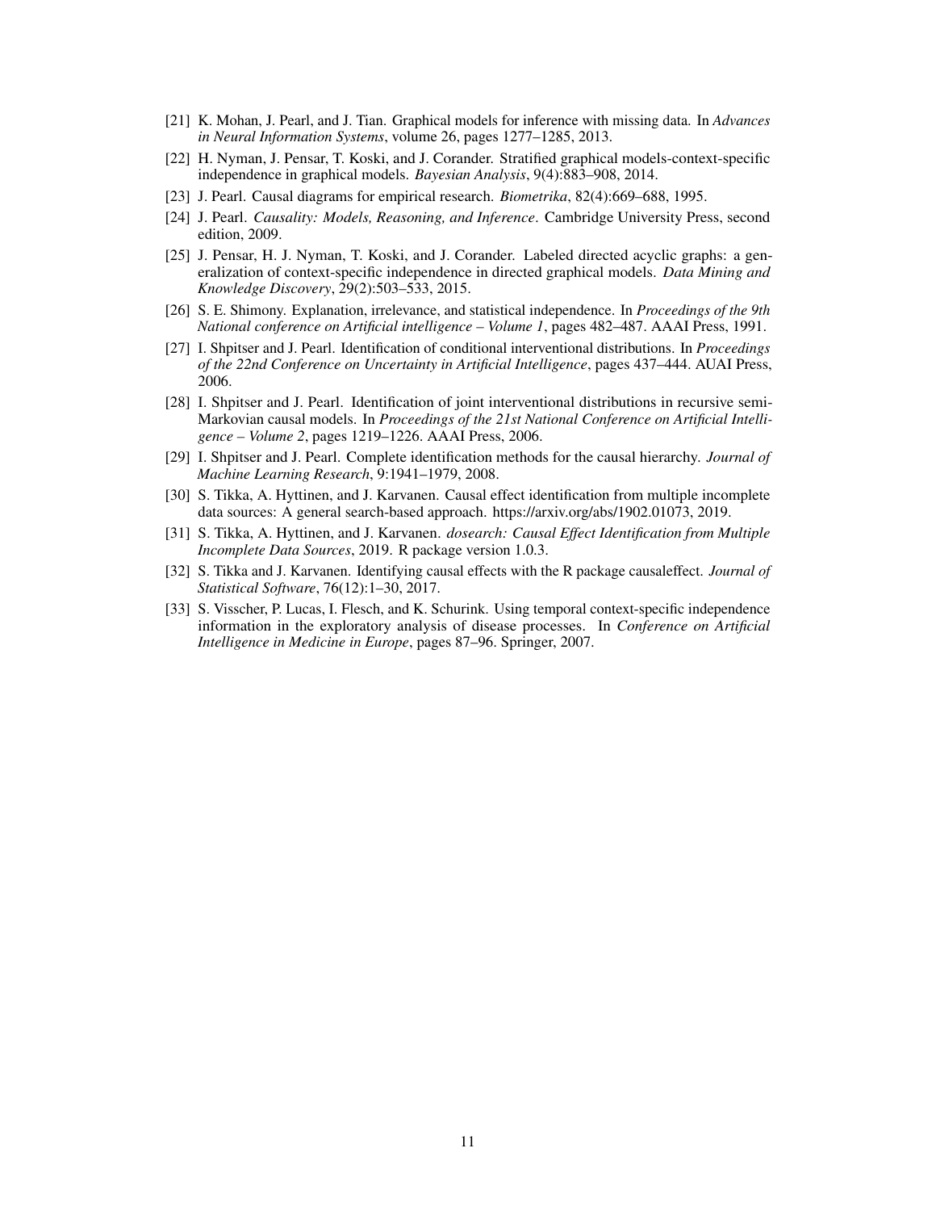[21] K. Mohan, J. Pearl, and J. Tian. Graphical models for inference with missing data. In *Advances in Neural Information Systems*, volume 26, pages 1277–1285, 2013.

[22] H. Nyman, J. Pensar, T. Koski, and J. Corander. Stratified graphical models-context-specific independence in graphical models. *Bayesian Analysis*, 9(4):883–908, 2014.

[23] J. Pearl. Causal diagrams for empirical research. *Biometrika*, 82(4):669–688, 1995.

[24] J. Pearl. *Causality: Models, Reasoning, and Inference*. Cambridge University Press, second edition, 2009.

[25] J. Pensar, H. J. Nyman, T. Koski, and J. Corander. Labeled directed acyclic graphs: a generalization of context-specific independence in directed graphical models. *Data Mining and Knowledge Discovery*, 29(2):503–533, 2015.

[26] S. E. Shimony. Explanation, irrelevance, and statistical independence. In *Proceedings of the 9th National conference on Artificial intelligence – Volume 1*, pages 482–487. AAAI Press, 1991.

[27] I. Shpitser and J. Pearl. Identification of conditional interventional distributions. In *Proceedings of the 22nd Conference on Uncertainty in Artificial Intelligence*, pages 437–444. AUAI Press, 2006.

[28] I. Shpitser and J. Pearl. Identification of joint interventional distributions in recursive semi-Markovian causal models. In *Proceedings of the 21st National Conference on Artificial Intelligence – Volume 2*, pages 1219–1226. AAAI Press, 2006.

[29] I. Shpitser and J. Pearl. Complete identification methods for the causal hierarchy. *Journal of Machine Learning Research*, 9:1941–1979, 2008.

[30] S. Tikka, A. Hyttinen, and J. Karvanen. Causal effect identification from multiple incomplete data sources: A general search-based approach. https://arxiv.org/abs/1902.01073, 2019.

[31] S. Tikka, A. Hyttinen, and J. Karvanen. *dosearch: Causal Effect Identification from Multiple Incomplete Data Sources*, 2019. R package version 1.0.3.

[32] S. Tikka and J. Karvanen. Identifying causal effects with the R package causaleffect. *Journal of Statistical Software*, 76(12):1–30, 2017.

[33] S. Visscher, P. Lucas, I. Flesch, and K. Schurink. Using temporal context-specific independence information in the exploratory analysis of disease processes. In *Conference on Artificial Intelligence in Medicine in Europe*, pages 87–96. Springer, 2007.